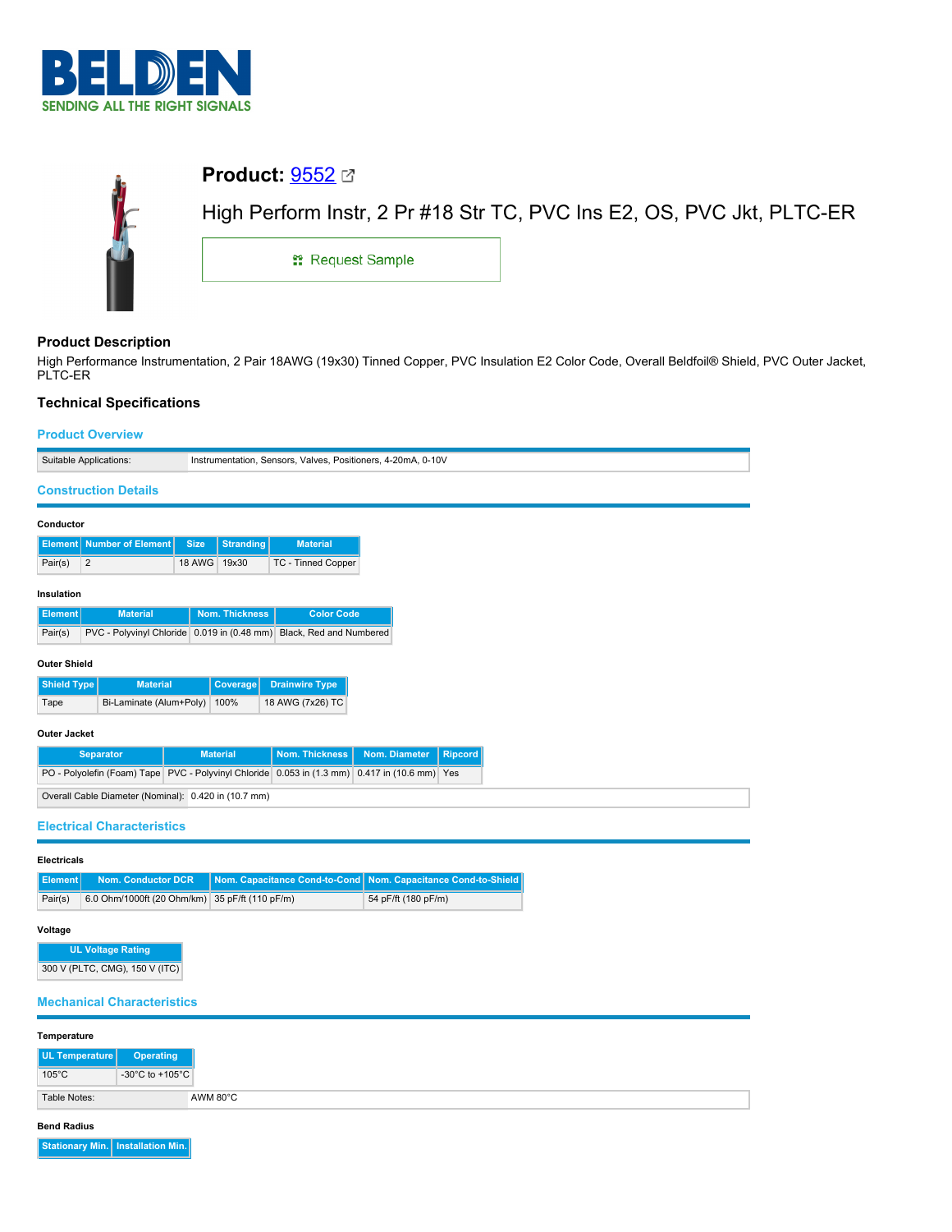# Product: 9552

High Perform Instr, 2 Pr #18 Str TC, PVC Ins E2, OS, PVC Jkt, PLTC-ER

Request Sample

## Product Description

High Performance Instrumentation, 2 Pair 18AWG (19x30) Tinned Copper, PVC Insulation E2 Color Code, Overall Beldfoil® Shield, PVC Outer Jacket, PLTC-ER

## Technical Specifications

### Product Overview

| Suitable Applications: | Instrumentation, Sensors, Valves, Positioners, 4-20mA, 0-10V |
|---|---|

### Construction Details

**Conductor**

| Element | Number of Element | Size | Stranding | Material |
|---|---|---|---|---|
| Pair(s) | 2 | 18 AWG | 19x30 | TC - Tinned Copper |

**Insulation**

| Element | Material | Nom. Thickness | Color Code |
|---|---|---|---|
| Pair(s) | PVC - Polyvinyl Chloride | 0.019 in (0.48 mm) | Black, Red and Numbered |

**Outer Shield**

| Shield Type | Material | Coverage | Drainwire Type |
|---|---|---|---|
| Tape | Bi-Laminate (Alum+Poly) | 100% | 18 AWG (7x26) TC |

**Outer Jacket**

| Separator | Material | Nom. Thickness | Nom. Diameter | Ripcord |
|---|---|---|---|---|
| PO - Polyolefin (Foam) Tape | PVC - Polyvinyl Chloride | 0.053 in (1.3 mm) | 0.417 in (10.6 mm) | Yes |

| Overall Cable Diameter (Nominal): | 0.420 in (10.7 mm) |
|---|---|

### Electrical Characteristics

**Electricals**

| Element | Nom. Conductor DCR | Nom. Capacitance Cond-to-Cond | Nom. Capacitance Cond-to-Shield |
|---|---|---|---|
| Pair(s) | 6.0 Ohm/1000ft (20 Ohm/km) | 35 pF/ft (110 pF/m) | 54 pF/ft (180 pF/m) |

**Voltage**

| UL Voltage Rating |
|---|
| 300 V (PLTC, CMG), 150 V (ITC) |

### Mechanical Characteristics

**Temperature**

| UL Temperature | Operating |
|---|---|
| 105°C | -30°C to +105°C |

| Table Notes: | AWM 80°C |
|---|---|

**Bend Radius**

| Stationary Min. | Installation Min. |
|---|---|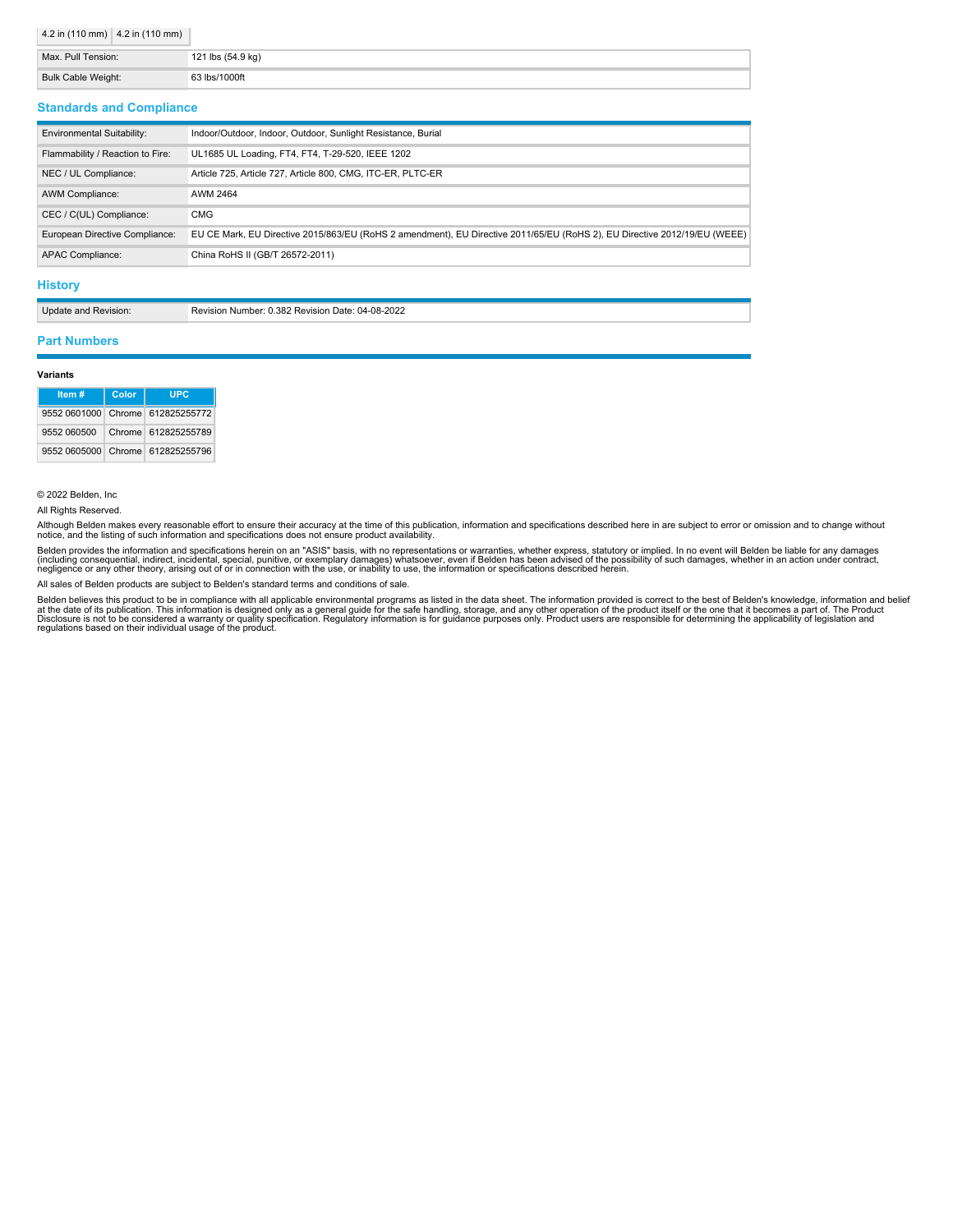| | |
|---|---|
| 4.2 in (110 mm) | 4.2 in (110 mm) |

| | |
|---|---|
| Max. Pull Tension: | 121 lbs (54.9 kg) |
| Bulk Cable Weight: | 63 lbs/1000ft |

## Standards and Compliance

| | |
|---|---|
| Environmental Suitability: | Indoor/Outdoor, Indoor, Outdoor, Sunlight Resistance, Burial |
| Flammability / Reaction to Fire: | UL1685 UL Loading, FT4, FT4, T-29-520, IEEE 1202 |
| NEC / UL Compliance: | Article 725, Article 727, Article 800, CMG, ITC-ER, PLTC-ER |
| AWM Compliance: | AWM 2464 |
| CEC / C(UL) Compliance: | CMG |
| European Directive Compliance: | EU CE Mark, EU Directive 2015/863/EU (RoHS 2 amendment), EU Directive 2011/65/EU (RoHS 2), EU Directive 2012/19/EU (WEEE) |
| APAC Compliance: | China RoHS II (GB/T 26572-2011) |

## History

| | |
|---|---|
| Update and Revision: | Revision Number: 0.382 Revision Date: 04-08-2022 |

## Part Numbers

**Variants**

| Item # | Color | UPC |
|---|---|---|
| 9552 0601000 | Chrome | 612825255772 |
| 9552 060500 | Chrome | 612825255789 |
| 9552 0605000 | Chrome | 612825255796 |

© 2022 Belden, Inc

All Rights Reserved.

Although Belden makes every reasonable effort to ensure their accuracy at the time of this publication, information and specifications described here in are subject to error or omission and to change without notice, and the listing of such information and specifications does not ensure product availability.

Belden provides the information and specifications herein on an "ASIS" basis, with no representations or warranties, whether express, statutory or implied. In no event will Belden be liable for any damages (including consequential, indirect, incidental, special, punitive, or exemplary damages) whatsoever, even if Belden has been advised of the possibility of such damages, whether in an action under contract, negligence or any other theory, arising out of or in connection with the use, or inability to use, the information or specifications described herein.

All sales of Belden products are subject to Belden's standard terms and conditions of sale.

Belden believes this product to be in compliance with all applicable environmental programs as listed in the data sheet. The information provided is correct to the best of Belden's knowledge, information and belief at the date of its publication. This information is designed only as a general guide for the safe handling, storage, and any other operation of the product itself or the one that it becomes a part of. The Product Disclosure is not to be considered a warranty or quality specification. Regulatory information is for guidance purposes only. Product users are responsible for determining the applicability of legislation and regulations based on their individual usage of the product.